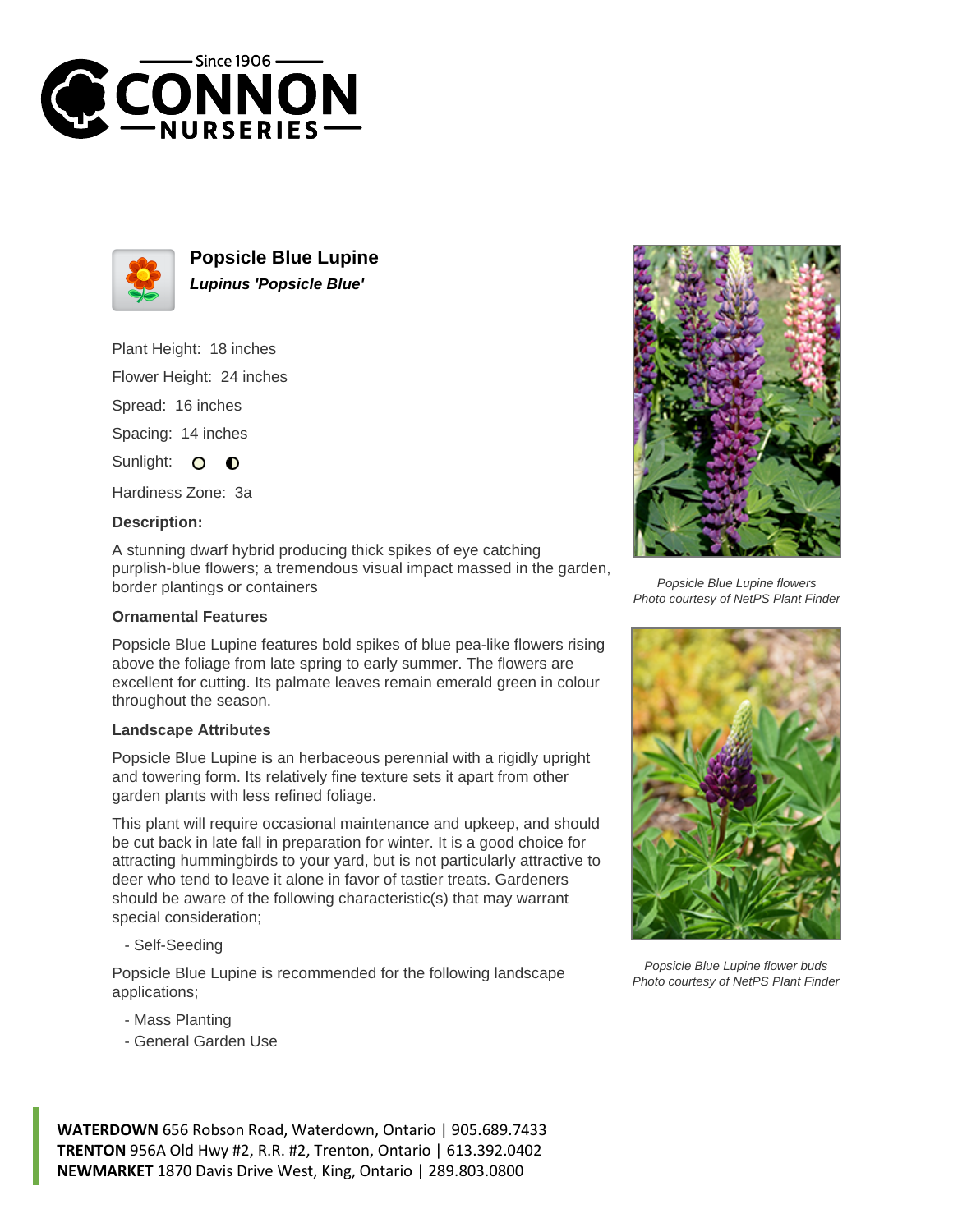# Popsicle Blue Lupine

***Lupinus 'Popsicle Blue'***

Plant Height: 18 inches

Flower Height: 24 inches

Spread: 16 inches

Spacing: 14 inches

Sunlight: ○ ◐

Hardiness Zone: 3a

**Description:**

A stunning dwarf hybrid producing thick spikes of eye catching purplish-blue flowers; a tremendous visual impact massed in the garden, border plantings or containers

### Ornamental Features

Popsicle Blue Lupine features bold spikes of blue pea-like flowers rising above the foliage from late spring to early summer. The flowers are excellent for cutting. Its palmate leaves remain emerald green in colour throughout the season.

### Landscape Attributes

Popsicle Blue Lupine is an herbaceous perennial with a rigidly upright and towering form. Its relatively fine texture sets it apart from other garden plants with less refined foliage.

This plant will require occasional maintenance and upkeep, and should be cut back in late fall in preparation for winter. It is a good choice for attracting hummingbirds to your yard, but is not particularly attractive to deer who tend to leave it alone in favor of tastier treats. Gardeners should be aware of the following characteristic(s) that may warrant special consideration;

- Self-Seeding

Popsicle Blue Lupine is recommended for the following landscape applications;

- Mass Planting
- General Garden Use

*Popsicle Blue Lupine flowers*
*Photo courtesy of NetPS Plant Finder*

*Popsicle Blue Lupine flower buds*
*Photo courtesy of NetPS Plant Finder*

**WATERDOWN** 656 Robson Road, Waterdown, Ontario | 905.689.7433
**TRENTON** 956A Old Hwy #2, R.R. #2, Trenton, Ontario | 613.392.0402
**NEWMARKET** 1870 Davis Drive West, King, Ontario | 289.803.0800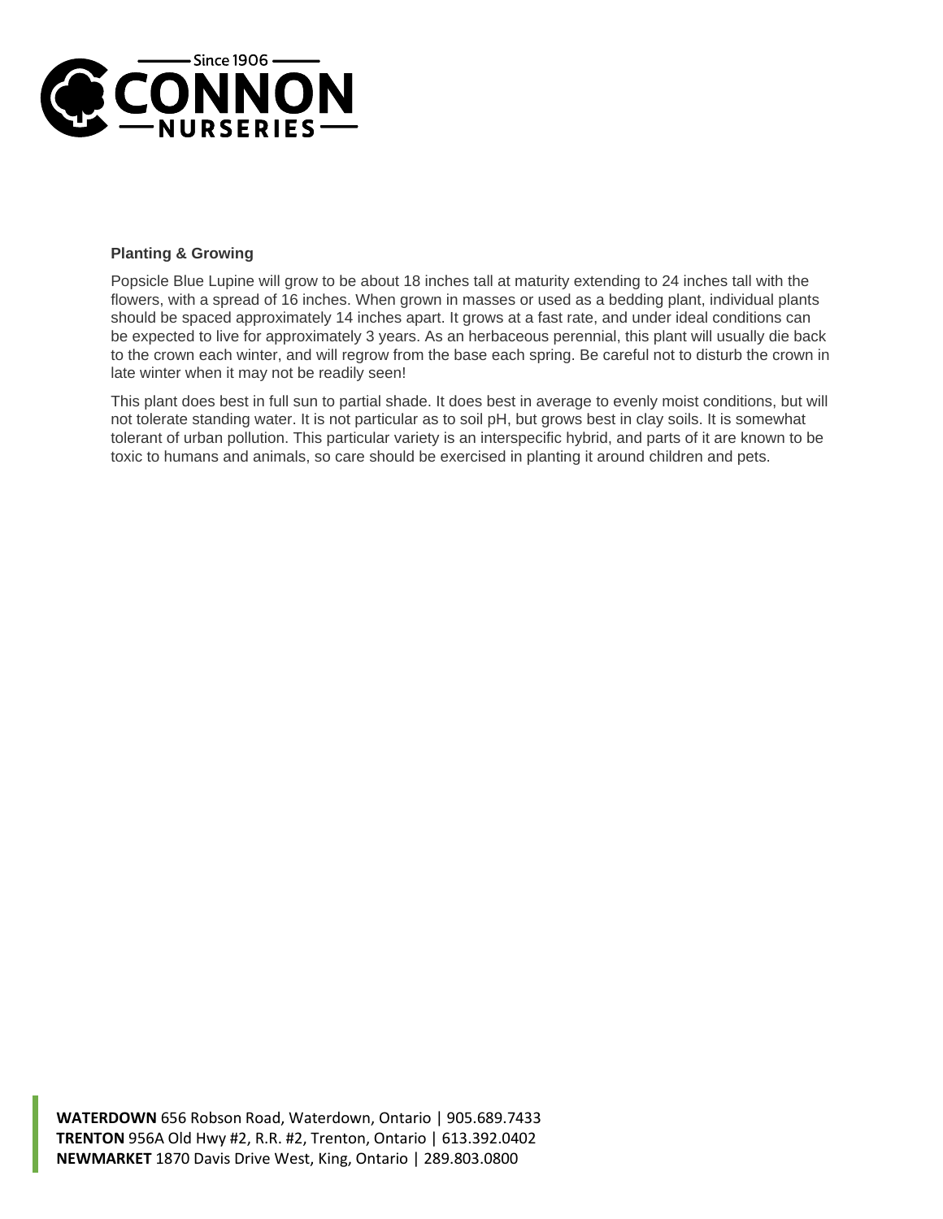### Planting & Growing

Popsicle Blue Lupine will grow to be about 18 inches tall at maturity extending to 24 inches tall with the flowers, with a spread of 16 inches. When grown in masses or used as a bedding plant, individual plants should be spaced approximately 14 inches apart. It grows at a fast rate, and under ideal conditions can be expected to live for approximately 3 years. As an herbaceous perennial, this plant will usually die back to the crown each winter, and will regrow from the base each spring. Be careful not to disturb the crown in late winter when it may not be readily seen!

This plant does best in full sun to partial shade. It does best in average to evenly moist conditions, but will not tolerate standing water. It is not particular as to soil pH, but grows best in clay soils. It is somewhat tolerant of urban pollution. This particular variety is an interspecific hybrid, and parts of it are known to be toxic to humans and animals, so care should be exercised in planting it around children and pets.